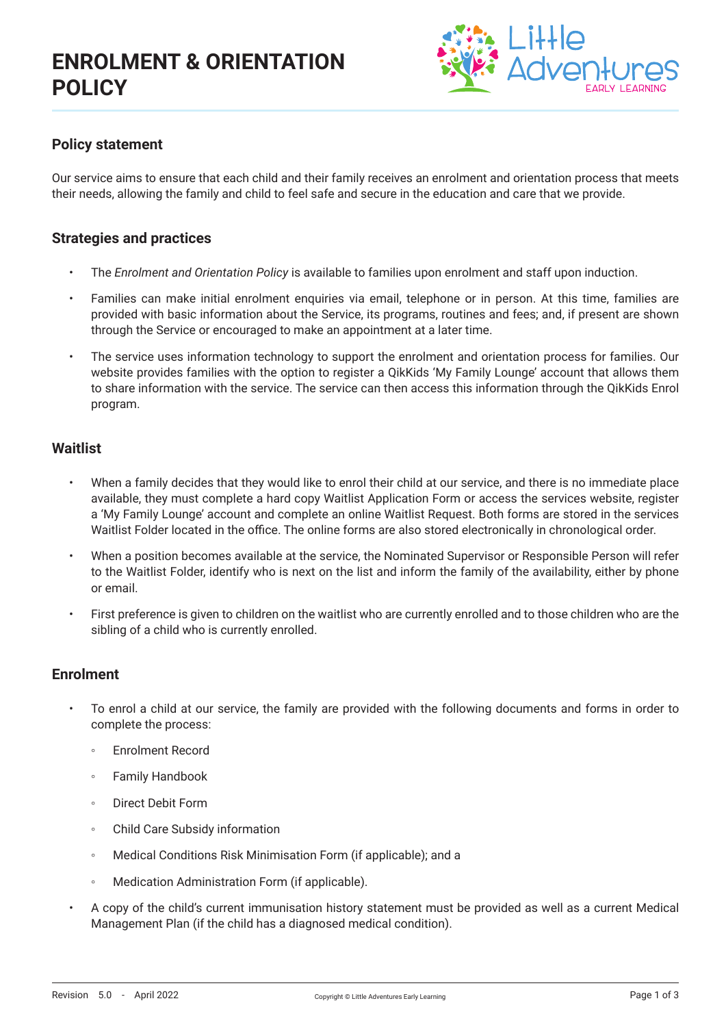# ENROLMENT & ORIENTATION POLICY

## Policy statement

Our service aims to ensure that each child and their family receives an enrolment and orientation process that meets their needs, allowing the family and child to feel safe and secure in the education and care that we provide.

## Strategies and practices

- The *Enrolment and Orientation Policy* is available to families upon enrolment and staff upon induction.
- Families can make initial enrolment enquiries via email, telephone or in person. At this time, families are provided with basic information about the Service, its programs, routines and fees; and, if present are shown through the Service or encouraged to make an appointment at a later time.
- The service uses information technology to support the enrolment and orientation process for families. Our website provides families with the option to register a QikKids 'My Family Lounge' account that allows them to share information with the service. The service can then access this information through the QikKids Enrol program.

## Waitlist

- When a family decides that they would like to enrol their child at our service, and there is no immediate place available, they must complete a hard copy Waitlist Application Form or access the services website, register a 'My Family Lounge' account and complete an online Waitlist Request. Both forms are stored in the services Waitlist Folder located in the office. The online forms are also stored electronically in chronological order.
- When a position becomes available at the service, the Nominated Supervisor or Responsible Person will refer to the Waitlist Folder, identify who is next on the list and inform the family of the availability, either by phone or email.
- First preference is given to children on the waitlist who are currently enrolled and to those children who are the sibling of a child who is currently enrolled.

## Enrolment

- To enrol a child at our service, the family are provided with the following documents and forms in order to complete the process:
  - Enrolment Record
  - Family Handbook
  - Direct Debit Form
  - Child Care Subsidy information
  - Medical Conditions Risk Minimisation Form (if applicable); and a
  - Medication Administration Form (if applicable).
- A copy of the child's current immunisation history statement must be provided as well as a current Medical Management Plan (if the child has a diagnosed medical condition).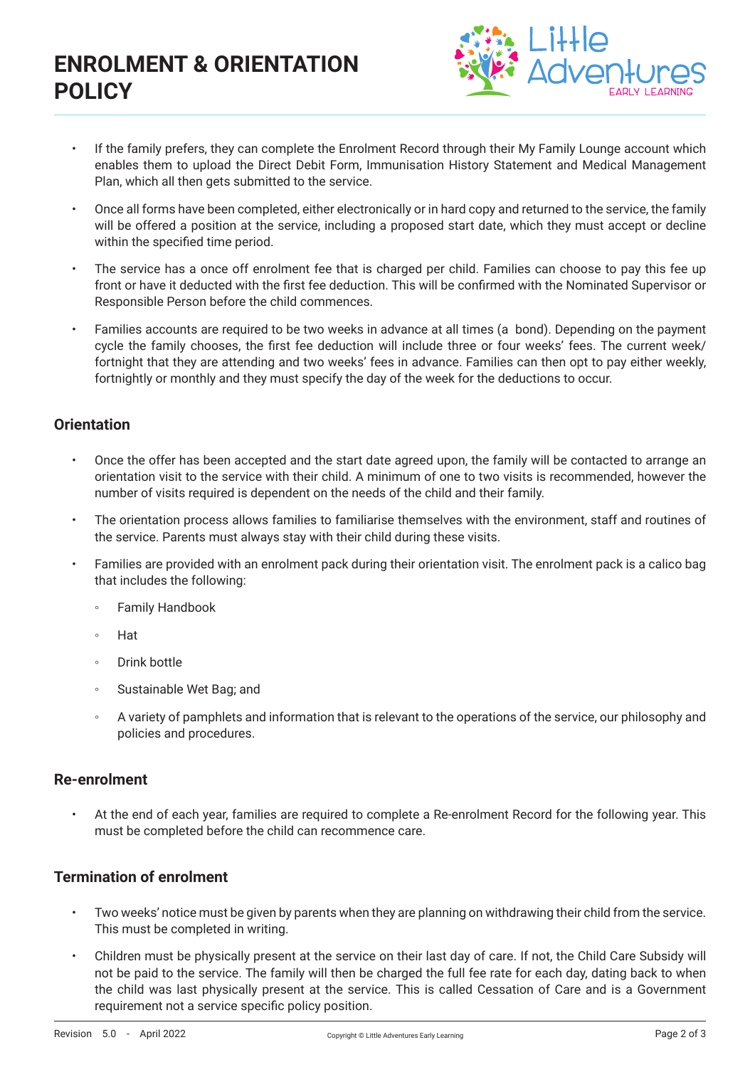- If the family prefers, they can complete the Enrolment Record through their My Family Lounge account which enables them to upload the Direct Debit Form, Immunisation History Statement and Medical Management Plan, which all then gets submitted to the service.
- Once all forms have been completed, either electronically or in hard copy and returned to the service, the family will be offered a position at the service, including a proposed start date, which they must accept or decline within the specified time period.
- The service has a once off enrolment fee that is charged per child. Families can choose to pay this fee up front or have it deducted with the first fee deduction. This will be confirmed with the Nominated Supervisor or Responsible Person before the child commences.
- Families accounts are required to be two weeks in advance at all times (a bond). Depending on the payment cycle the family chooses, the first fee deduction will include three or four weeks' fees. The current week/fortnight that they are attending and two weeks' fees in advance. Families can then opt to pay either weekly, fortnightly or monthly and they must specify the day of the week for the deductions to occur.

### Orientation

- Once the offer has been accepted and the start date agreed upon, the family will be contacted to arrange an orientation visit to the service with their child. A minimum of one to two visits is recommended, however the number of visits required is dependent on the needs of the child and their family.
- The orientation process allows families to familiarise themselves with the environment, staff and routines of the service. Parents must always stay with their child during these visits.
- Families are provided with an enrolment pack during their orientation visit. The enrolment pack is a calico bag that includes the following:
  - Family Handbook
  - Hat
  - Drink bottle
  - Sustainable Wet Bag; and
  - A variety of pamphlets and information that is relevant to the operations of the service, our philosophy and policies and procedures.

### Re-enrolment

- At the end of each year, families are required to complete a Re-enrolment Record for the following year. This must be completed before the child can recommence care.

### Termination of enrolment

- Two weeks' notice must be given by parents when they are planning on withdrawing their child from the service. This must be completed in writing.
- Children must be physically present at the service on their last day of care. If not, the Child Care Subsidy will not be paid to the service. The family will then be charged the full fee rate for each day, dating back to when the child was last physically present at the service. This is called Cessation of Care and is a Government requirement not a service specific policy position.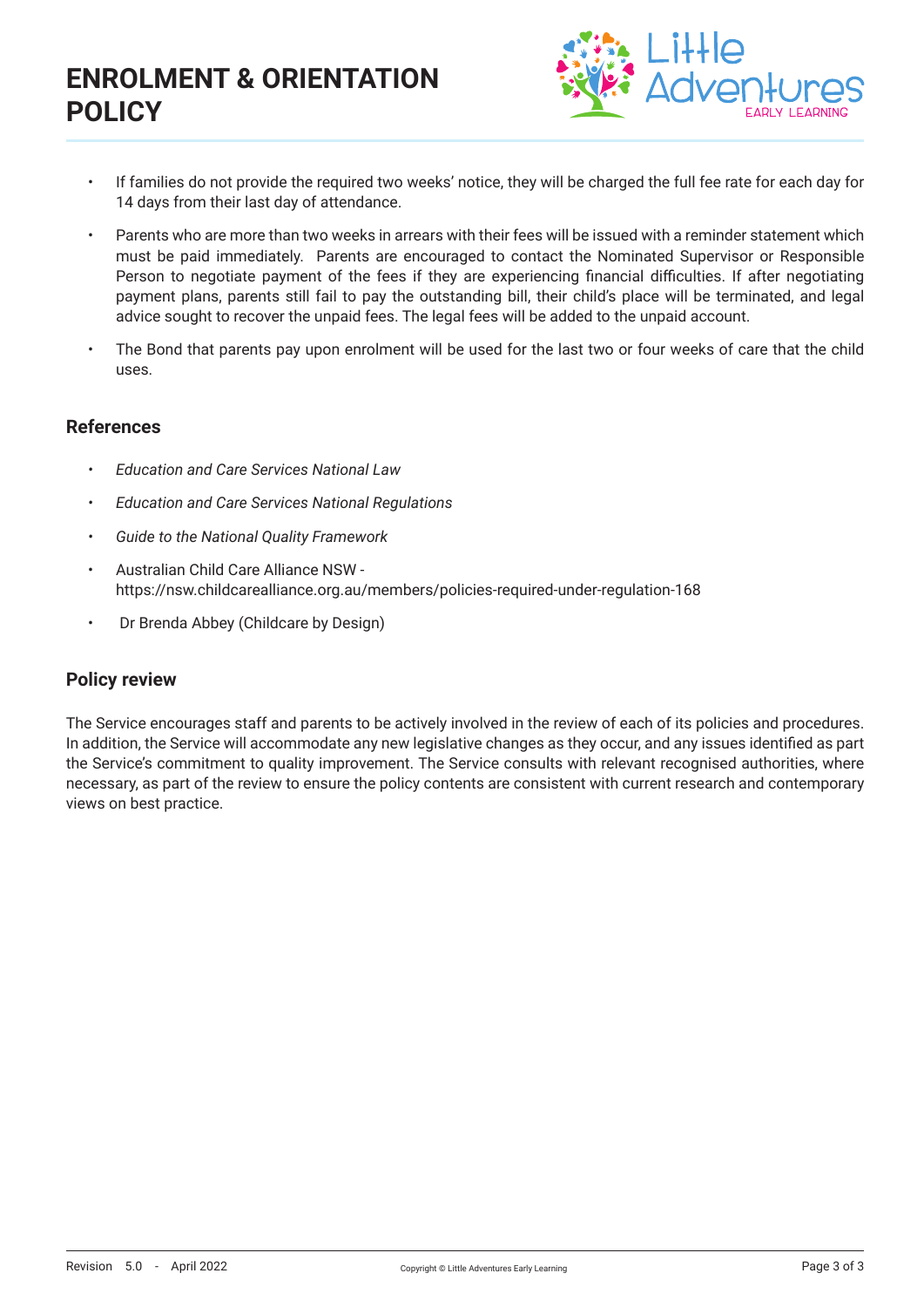- If families do not provide the required two weeks' notice, they will be charged the full fee rate for each day for 14 days from their last day of attendance.
- Parents who are more than two weeks in arrears with their fees will be issued with a reminder statement which must be paid immediately. Parents are encouraged to contact the Nominated Supervisor or Responsible Person to negotiate payment of the fees if they are experiencing financial difficulties. If after negotiating payment plans, parents still fail to pay the outstanding bill, their child's place will be terminated, and legal advice sought to recover the unpaid fees. The legal fees will be added to the unpaid account.
- The Bond that parents pay upon enrolment will be used for the last two or four weeks of care that the child uses.

## References

- *Education and Care Services National Law*
- *Education and Care Services National Regulations*
- *Guide to the National Quality Framework*
- Australian Child Care Alliance NSW - https://nsw.childcarealliance.org.au/members/policies-required-under-regulation-168
- Dr Brenda Abbey (Childcare by Design)

## Policy review

The Service encourages staff and parents to be actively involved in the review of each of its policies and procedures. In addition, the Service will accommodate any new legislative changes as they occur, and any issues identified as part the Service's commitment to quality improvement. The Service consults with relevant recognised authorities, where necessary, as part of the review to ensure the policy contents are consistent with current research and contemporary views on best practice.